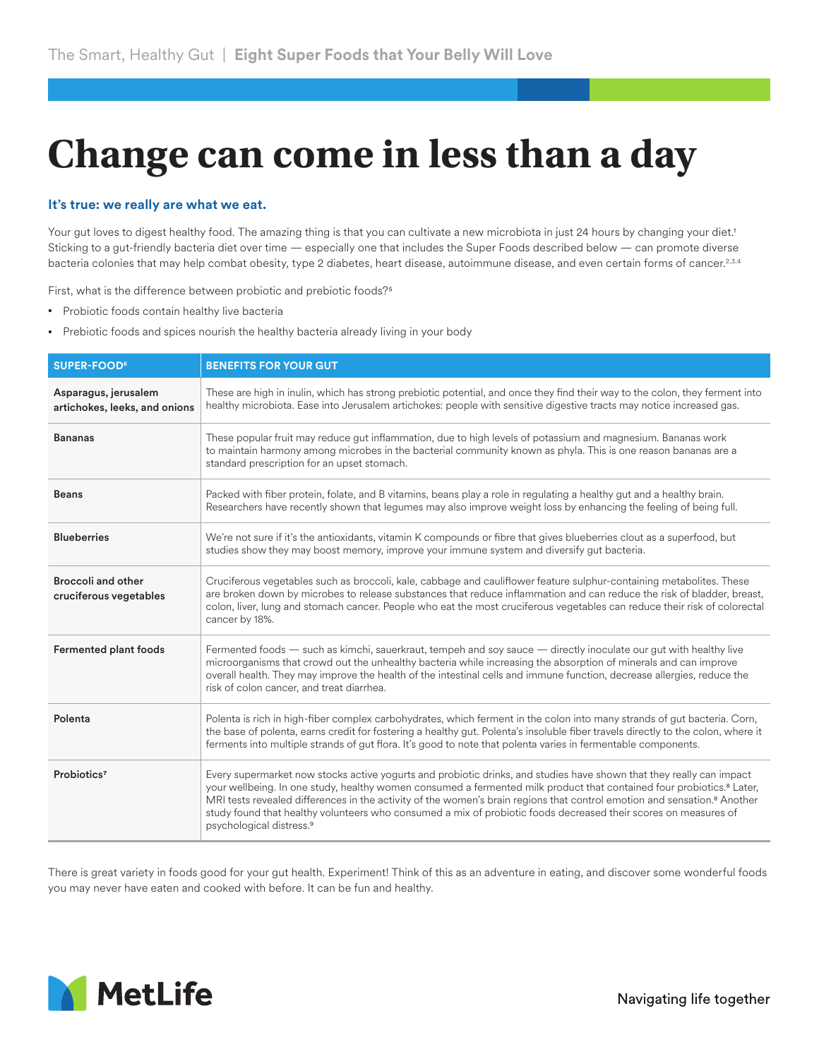The Smart, Healthy Gut | **Eight Super Foods that Your Belly Will Love**

# Change can come in less than a day

### It's true: we really are what we eat.

Your gut loves to digest healthy food. The amazing thing is that you can cultivate a new microbiota in just 24 hours by changing your diet.[1] Sticking to a gut-friendly bacteria diet over time — especially one that includes the Super Foods described below — can promote diverse bacteria colonies that may help combat obesity, type 2 diabetes, heart disease, autoimmune disease, and even certain forms of cancer.[2,3,4]

First, what is the difference between probiotic and prebiotic foods?[5]

- Probiotic foods contain healthy live bacteria
- Prebiotic foods and spices nourish the healthy bacteria already living in your body

| SUPER-FOOD[6] | BENEFITS FOR YOUR GUT |
|---|---|
| **Asparagus, jerusalem artichokes, leeks, and onions** | These are high in inulin, which has strong prebiotic potential, and once they find their way to the colon, they ferment into healthy microbiota. Ease into Jerusalem artichokes: people with sensitive digestive tracts may notice increased gas. |
| **Bananas** | These popular fruit may reduce gut inflammation, due to high levels of potassium and magnesium. Bananas work to maintain harmony among microbes in the bacterial community known as phyla. This is one reason bananas are a standard prescription for an upset stomach. |
| **Beans** | Packed with fiber protein, folate, and B vitamins, beans play a role in regulating a healthy gut and a healthy brain. Researchers have recently shown that legumes may also improve weight loss by enhancing the feeling of being full. |
| **Blueberries** | We're not sure if it's the antioxidants, vitamin K compounds or fibre that gives blueberries clout as a superfood, but studies show they may boost memory, improve your immune system and diversify gut bacteria. |
| **Broccoli and other cruciferous vegetables** | Cruciferous vegetables such as broccoli, kale, cabbage and cauliflower feature sulphur-containing metabolites. These are broken down by microbes to release substances that reduce inflammation and can reduce the risk of bladder, breast, colon, liver, lung and stomach cancer. People who eat the most cruciferous vegetables can reduce their risk of colorectal cancer by 18%. |
| **Fermented plant foods** | Fermented foods — such as kimchi, sauerkraut, tempeh and soy sauce — directly inoculate our gut with healthy live microorganisms that crowd out the unhealthy bacteria while increasing the absorption of minerals and can improve overall health. They may improve the health of the intestinal cells and immune function, decrease allergies, reduce the risk of colon cancer, and treat diarrhea. |
| **Polenta** | Polenta is rich in high-fiber complex carbohydrates, which ferment in the colon into many strands of gut bacteria. Corn, the base of polenta, earns credit for fostering a healthy gut. Polenta's insoluble fiber travels directly to the colon, where it ferments into multiple strands of gut flora. It's good to note that polenta varies in fermentable components. |
| **Probiotics[7]** | Every supermarket now stocks active yogurts and probiotic drinks, and studies have shown that they really can impact your wellbeing. In one study, healthy women consumed a fermented milk product that contained four probiotics.[8] Later, MRI tests revealed differences in the activity of the women's brain regions that control emotion and sensation.[8] Another study found that healthy volunteers who consumed a mix of probiotic foods decreased their scores on measures of psychological distress.[9] |

There is great variety in foods good for your gut health. Experiment! Think of this as an adventure in eating, and discover some wonderful foods you may never have eaten and cooked with before. It can be fun and healthy.

MetLife

Navigating life together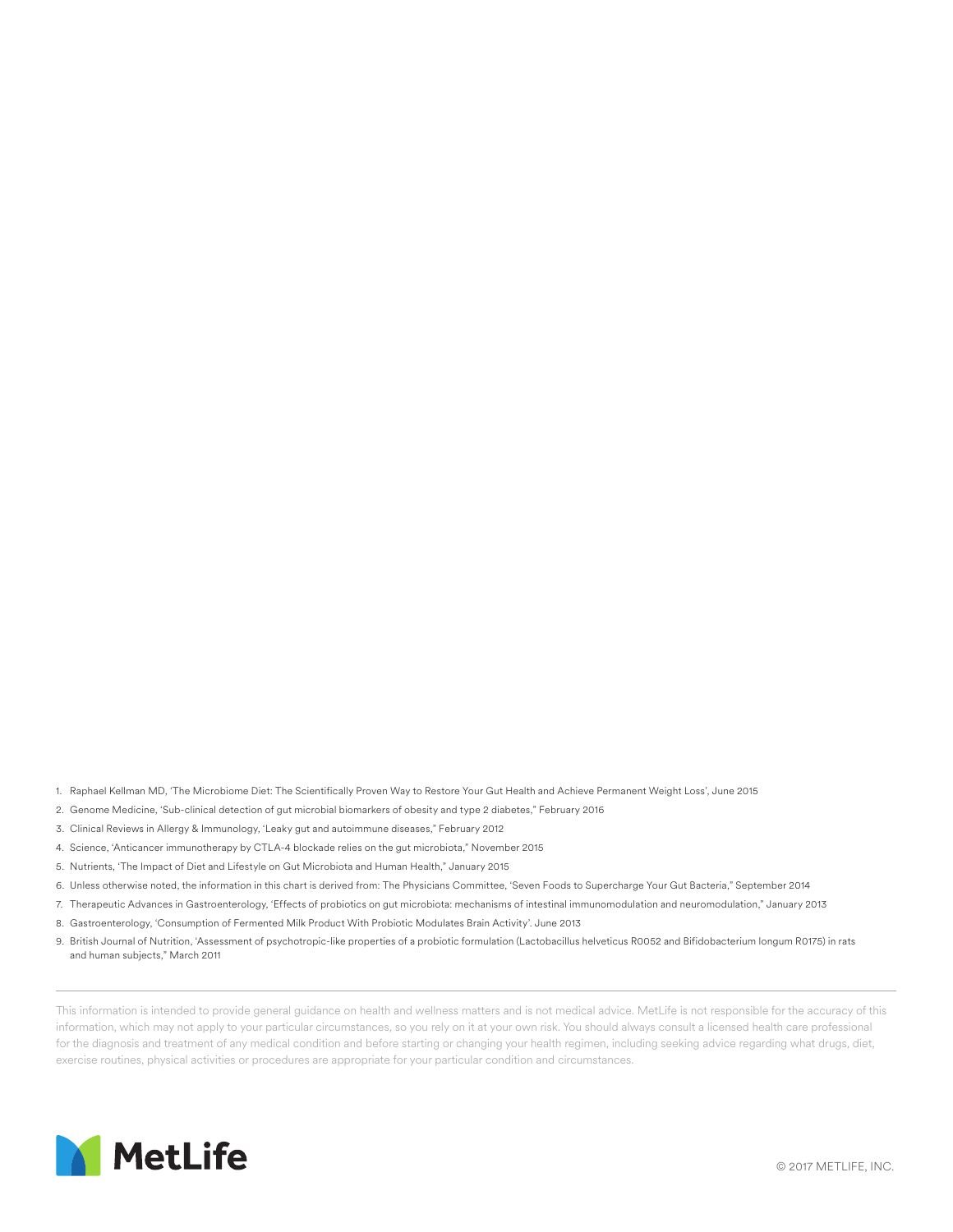1. Raphael Kellman MD, 'The Microbiome Diet: The Scientifically Proven Way to Restore Your Gut Health and Achieve Permanent Weight Loss', June 2015
2. Genome Medicine, 'Sub-clinical detection of gut microbial biomarkers of obesity and type 2 diabetes," February 2016
3. Clinical Reviews in Allergy & Immunology, 'Leaky gut and autoimmune diseases," February 2012
4. Science, 'Anticancer immunotherapy by CTLA-4 blockade relies on the gut microbiota," November 2015
5. Nutrients, 'The Impact of Diet and Lifestyle on Gut Microbiota and Human Health," January 2015
6. Unless otherwise noted, the information in this chart is derived from: The Physicians Committee, 'Seven Foods to Supercharge Your Gut Bacteria," September 2014
7. Therapeutic Advances in Gastroenterology, 'Effects of probiotics on gut microbiota: mechanisms of intestinal immunomodulation and neuromodulation," January 2013
8. Gastroenterology, 'Consumption of Fermented Milk Product With Probiotic Modulates Brain Activity'. June 2013
9. British Journal of Nutrition, 'Assessment of psychotropic-like properties of a probiotic formulation (Lactobacillus helveticus R0052 and Bifidobacterium longum R0175) in rats and human subjects," March 2011

---

This information is intended to provide general guidance on health and wellness matters and is not medical advice. MetLife is not responsible for the accuracy of this information, which may not apply to your particular circumstances, so you rely on it at your own risk. You should always consult a licensed health care professional for the diagnosis and treatment of any medical condition and before starting or changing your health regimen, including seeking advice regarding what drugs, diet, exercise routines, physical activities or procedures are appropriate for your particular condition and circumstances.

MetLife

© 2017 METLIFE, INC.